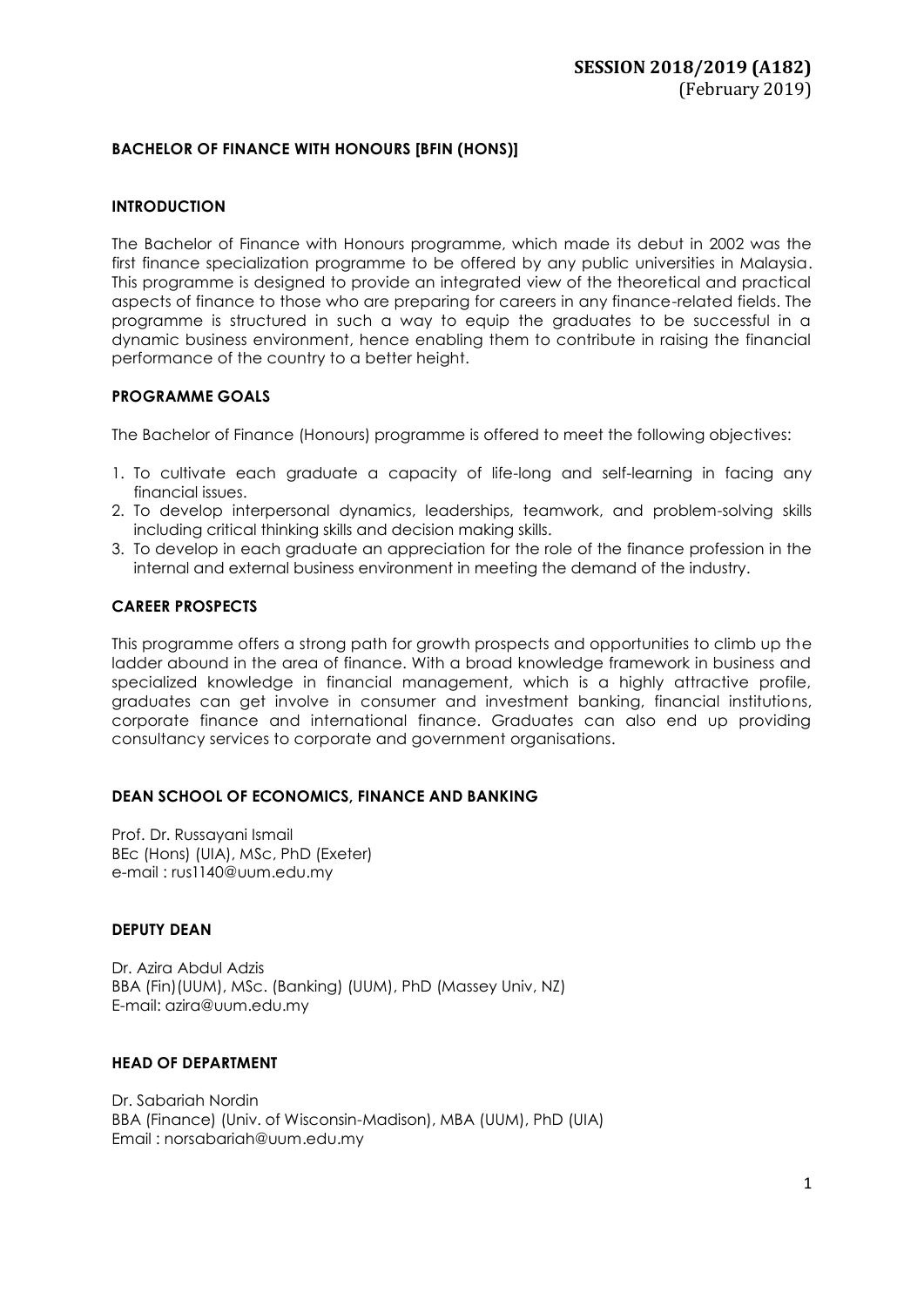**SESSION 2018/2019 (A182)**
(February 2019)

## BACHELOR OF FINANCE WITH HONOURS [BFIN (HONS)]

### INTRODUCTION

The Bachelor of Finance with Honours programme, which made its debut in 2002 was the first finance specialization programme to be offered by any public universities in Malaysia. This programme is designed to provide an integrated view of the theoretical and practical aspects of finance to those who are preparing for careers in any finance-related fields. The programme is structured in such a way to equip the graduates to be successful in a dynamic business environment, hence enabling them to contribute in raising the financial performance of the country to a better height.

### PROGRAMME GOALS

The Bachelor of Finance (Honours) programme is offered to meet the following objectives:

1. To cultivate each graduate a capacity of life-long and self-learning in facing any financial issues.
2. To develop interpersonal dynamics, leaderships, teamwork, and problem-solving skills including critical thinking skills and decision making skills.
3. To develop in each graduate an appreciation for the role of the finance profession in the internal and external business environment in meeting the demand of the industry.

### CAREER PROSPECTS

This programme offers a strong path for growth prospects and opportunities to climb up the ladder abound in the area of finance. With a broad knowledge framework in business and specialized knowledge in financial management, which is a highly attractive profile, graduates can get involve in consumer and investment banking, financial institutions, corporate finance and international finance. Graduates can also end up providing consultancy services to corporate and government organisations.

### DEAN SCHOOL OF ECONOMICS, FINANCE AND BANKING

Prof. Dr. Russayani Ismail
BEc (Hons) (UIA), MSc, PhD (Exeter)
e-mail : rus1140@uum.edu.my

### DEPUTY DEAN

Dr. Azira Abdul Adzis
BBA (Fin)(UUM), MSc. (Banking) (UUM), PhD (Massey Univ, NZ)
E-mail: azira@uum.edu.my

### HEAD OF DEPARTMENT

Dr. Sabariah Nordin
BBA (Finance) (Univ. of Wisconsin-Madison), MBA (UUM), PhD (UIA)
Email : norsabariah@uum.edu.my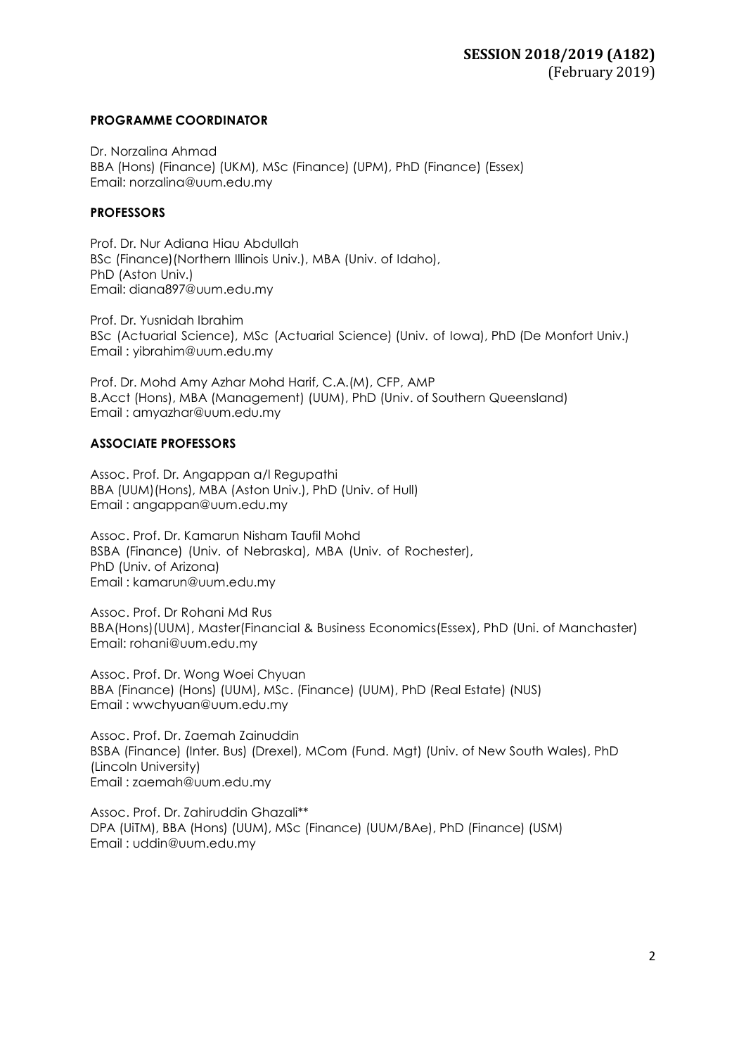**SESSION 2018/2019 (A182)**
(February 2019)

**PROGRAMME COORDINATOR**

Dr. Norzalina Ahmad
BBA (Hons) (Finance) (UKM), MSc (Finance) (UPM), PhD (Finance) (Essex)
Email: norzalina@uum.edu.my

**PROFESSORS**

Prof. Dr. Nur Adiana Hiau Abdullah
BSc (Finance)(Northern Illinois Univ.), MBA (Univ. of Idaho),
PhD (Aston Univ.)
Email: diana897@uum.edu.my

Prof. Dr. Yusnidah Ibrahim
BSc (Actuarial Science), MSc (Actuarial Science) (Univ. of Iowa), PhD (De Monfort Univ.)
Email : yibrahim@uum.edu.my

Prof. Dr. Mohd Amy Azhar Mohd Harif, C.A.(M), CFP, AMP
B.Acct (Hons), MBA (Management) (UUM), PhD (Univ. of Southern Queensland)
Email : amyazhar@uum.edu.my

**ASSOCIATE PROFESSORS**

Assoc. Prof. Dr. Angappan a/l Regupathi
BBA (UUM)(Hons), MBA (Aston Univ.), PhD (Univ. of Hull)
Email : angappan@uum.edu.my

Assoc. Prof. Dr. Kamarun Nisham Taufil Mohd
BSBA (Finance) (Univ. of Nebraska), MBA (Univ. of Rochester),
PhD (Univ. of Arizona)
Email : kamarun@uum.edu.my

Assoc. Prof. Dr Rohani Md Rus
BBA(Hons)(UUM), Master(Financial & Business Economics(Essex), PhD (Uni. of Manchaster)
Email: rohani@uum.edu.my

Assoc. Prof. Dr. Wong Woei Chyuan
BBA (Finance) (Hons) (UUM), MSc. (Finance) (UUM), PhD (Real Estate) (NUS)
Email : wwchyuan@uum.edu.my

Assoc. Prof. Dr. Zaemah Zainuddin
BSBA (Finance) (Inter. Bus) (Drexel), MCom (Fund. Mgt) (Univ. of New South Wales), PhD (Lincoln University)
Email : zaemah@uum.edu.my

Assoc. Prof. Dr. Zahiruddin Ghazali**
DPA (UiTM), BBA (Hons) (UUM), MSc (Finance) (UUM/BAe), PhD (Finance) (USM)
Email : uddin@uum.edu.my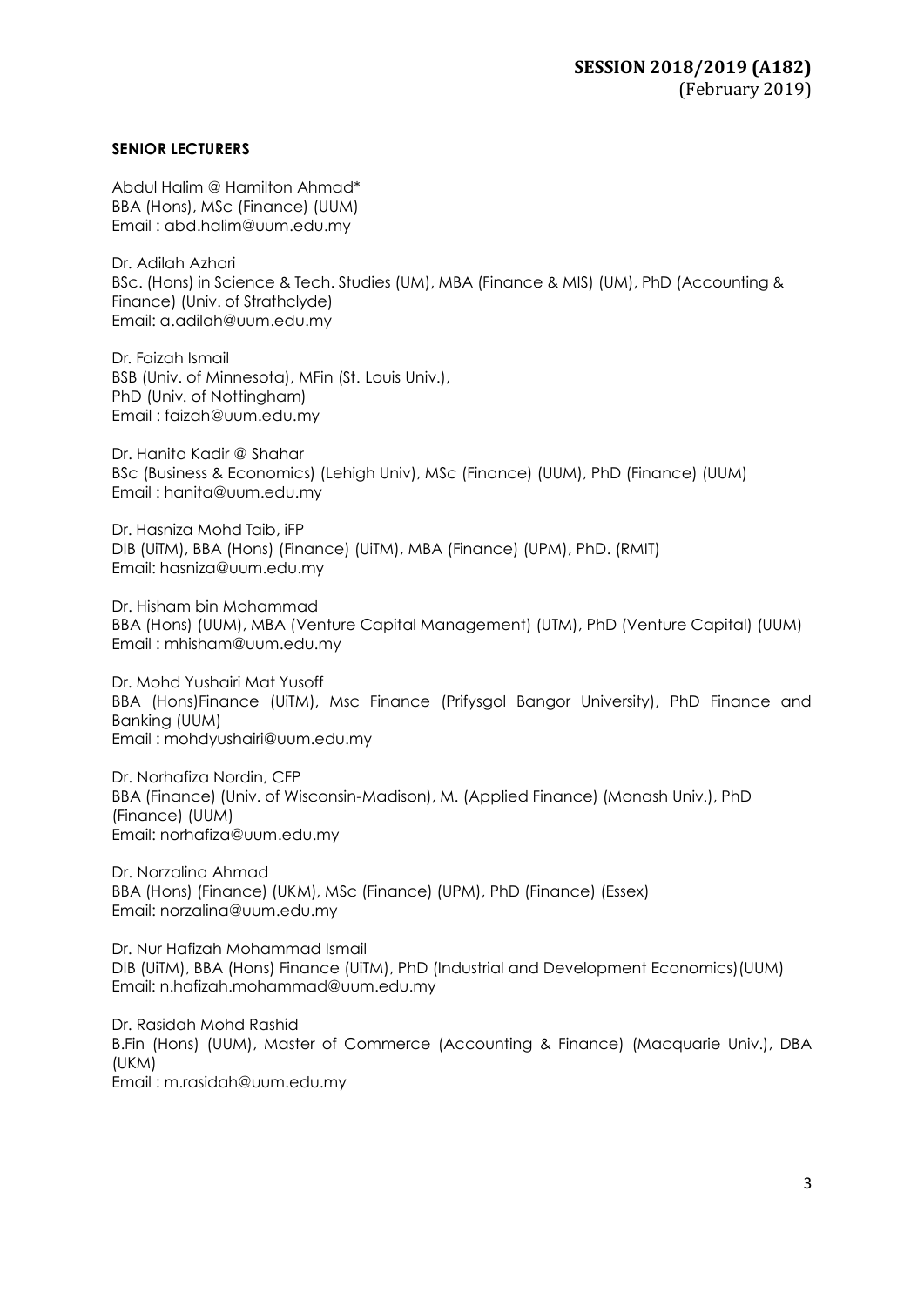## SENIOR LECTURERS

Abdul Halim @ Hamilton Ahmad*
BBA (Hons), MSc (Finance) (UUM)
Email : abd.halim@uum.edu.my

Dr. Adilah Azhari
BSc. (Hons) in Science & Tech. Studies (UM), MBA (Finance & MIS) (UM), PhD (Accounting & Finance) (Univ. of Strathclyde)
Email: a.adilah@uum.edu.my

Dr. Faizah Ismail
BSB (Univ. of Minnesota), MFin (St. Louis Univ.),
PhD (Univ. of Nottingham)
Email : faizah@uum.edu.my

Dr. Hanita Kadir @ Shahar
BSc (Business & Economics) (Lehigh Univ), MSc (Finance) (UUM), PhD (Finance) (UUM)
Email : hanita@uum.edu.my

Dr. Hasniza Mohd Taib, iFP
DIB (UiTM), BBA (Hons) (Finance) (UiTM), MBA (Finance) (UPM), PhD. (RMIT)
Email: hasniza@uum.edu.my

Dr. Hisham bin Mohammad
BBA (Hons) (UUM), MBA (Venture Capital Management) (UTM), PhD (Venture Capital) (UUM)
Email : mhisham@uum.edu.my

Dr. Mohd Yushairi Mat Yusoff
BBA (Hons)Finance (UiTM), Msc Finance (Prifysgol Bangor University), PhD Finance and Banking (UUM)
Email : mohdyushairi@uum.edu.my

Dr. Norhafiza Nordin, CFP
BBA (Finance) (Univ. of Wisconsin-Madison), M. (Applied Finance) (Monash Univ.), PhD (Finance) (UUM)
Email: norhafiza@uum.edu.my

Dr. Norzalina Ahmad
BBA (Hons) (Finance) (UKM), MSc (Finance) (UPM), PhD (Finance) (Essex)
Email: norzalina@uum.edu.my

Dr. Nur Hafizah Mohammad Ismail
DIB (UiTM), BBA (Hons) Finance (UiTM), PhD (Industrial and Development Economics)(UUM)
Email: n.hafizah.mohammad@uum.edu.my

Dr. Rasidah Mohd Rashid
B.Fin (Hons) (UUM), Master of Commerce (Accounting & Finance) (Macquarie Univ.), DBA (UKM)
Email : m.rasidah@uum.edu.my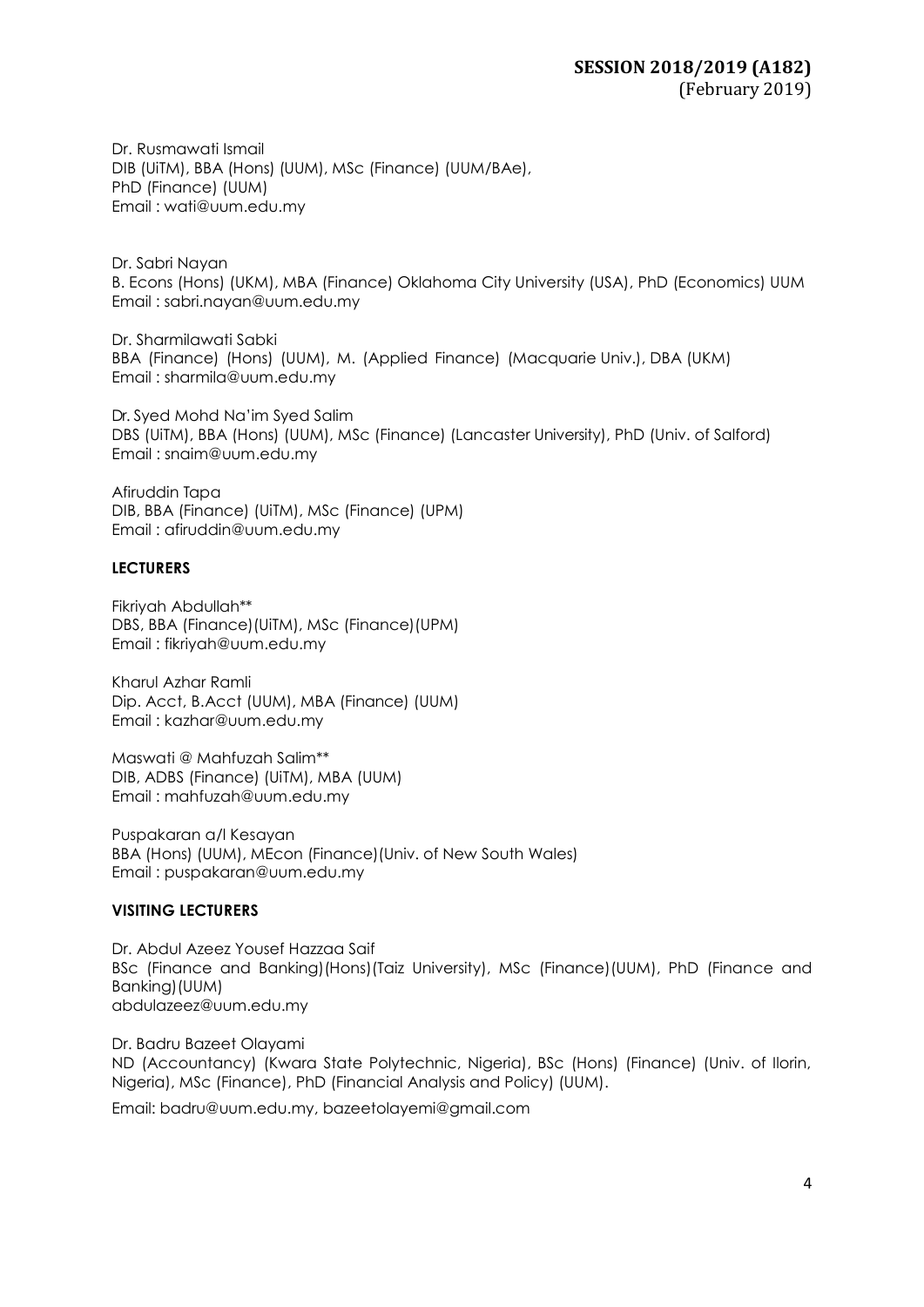Dr. Rusmawati Ismail
DIB (UiTM), BBA (Hons) (UUM), MSc (Finance) (UUM/BAe),
PhD (Finance) (UUM)
Email : wati@uum.edu.my

Dr. Sabri Nayan
B. Econs (Hons) (UKM), MBA (Finance) Oklahoma City University (USA), PhD (Economics) UUM
Email : sabri.nayan@uum.edu.my

Dr. Sharmilawati Sabki
BBA (Finance) (Hons) (UUM), M. (Applied Finance) (Macquarie Univ.), DBA (UKM)
Email : sharmila@uum.edu.my

Dr. Syed Mohd Na'im Syed Salim
DBS (UiTM), BBA (Hons) (UUM), MSc (Finance) (Lancaster University), PhD (Univ. of Salford)
Email : snaim@uum.edu.my

Afiruddin Tapa
DIB, BBA (Finance) (UiTM), MSc (Finance) (UPM)
Email : afiruddin@uum.edu.my

**LECTURERS**

Fikriyah Abdullah**
DBS, BBA (Finance)(UiTM), MSc (Finance)(UPM)
Email : fikriyah@uum.edu.my

Kharul Azhar Ramli
Dip. Acct, B.Acct (UUM), MBA (Finance) (UUM)
Email : kazhar@uum.edu.my

Maswati @ Mahfuzah Salim**
DIB, ADBS (Finance) (UiTM), MBA (UUM)
Email : mahfuzah@uum.edu.my

Puspakaran a/l Kesayan
BBA (Hons) (UUM), MEcon (Finance)(Univ. of New South Wales)
Email : puspakaran@uum.edu.my

**VISITING LECTURERS**

Dr. Abdul Azeez Yousef Hazzaa Saif
BSc (Finance and Banking)(Hons)(Taiz University), MSc (Finance)(UUM), PhD (Finance and Banking)(UUM)
abdulazeez@uum.edu.my

Dr. Badru Bazeet Olayami
ND (Accountancy) (Kwara State Polytechnic, Nigeria), BSc (Hons) (Finance) (Univ. of Ilorin, Nigeria), MSc (Finance), PhD (Financial Analysis and Policy) (UUM).

Email: badru@uum.edu.my, bazeetolayemi@gmail.com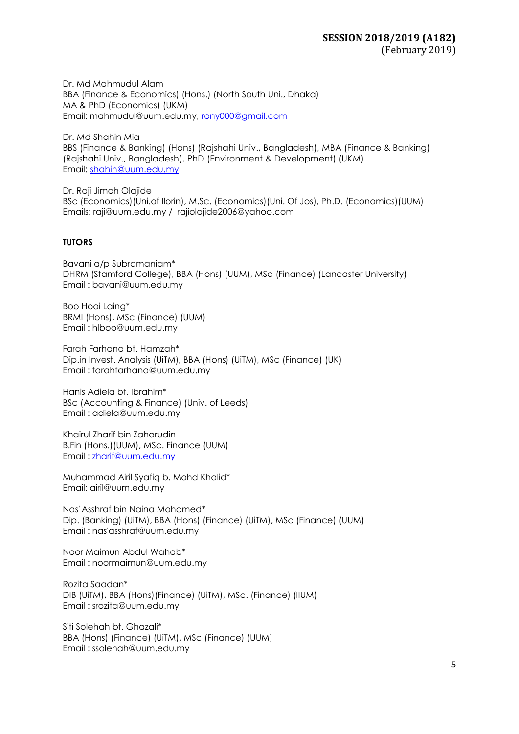Dr. Md Mahmudul Alam
BBA (Finance & Economics) (Hons.) (North South Uni., Dhaka)
MA & PhD (Economics) (UKM)
Email: mahmudul@uum.edu.my, rony000@gmail.com

Dr. Md Shahin Mia
BBS (Finance & Banking) (Hons) (Rajshahi Univ., Bangladesh), MBA (Finance & Banking) (Rajshahi Univ., Bangladesh), PhD (Environment & Development) (UKM)
Email: shahin@uum.edu.my

Dr. Raji Jimoh Olajide
BSc (Economics)(Uni.of Ilorin), M.Sc. (Economics)(Uni. Of Jos), Ph.D. (Economics)(UUM)
Emails: raji@uum.edu.my / rajiolajide2006@yahoo.com

**TUTORS**

Bavani a/p Subramaniam*
DHRM (Stamford College), BBA (Hons) (UUM), MSc (Finance) (Lancaster University)
Email : bavani@uum.edu.my

Boo Hooi Laing*
BRMI (Hons), MSc (Finance) (UUM)
Email : hlboo@uum.edu.my

Farah Farhana bt. Hamzah*
Dip.in Invest. Analysis (UiTM), BBA (Hons) (UiTM), MSc (Finance) (UK)
Email : farahfarhana@uum.edu.my

Hanis Adiela bt. Ibrahim*
BSc (Accounting & Finance) (Univ. of Leeds)
Email : adiela@uum.edu.my

Khairul Zharif bin Zaharudin
B.Fin (Hons.)(UUM), MSc. Finance (UUM)
Email : zharif@uum.edu.my

Muhammad Airil Syafiq b. Mohd Khalid*
Email: airil@uum.edu.my

Nas'Asshraf bin Naina Mohamed*
Dip. (Banking) (UiTM), BBA (Hons) (Finance) (UiTM), MSc (Finance) (UUM)
Email : nas'asshraf@uum.edu.my

Noor Maimun Abdul Wahab*
Email : noormaimun@uum.edu.my

Rozita Saadan*
DIB (UiTM), BBA (Hons)(Finance) (UiTM), MSc. (Finance) (IIUM)
Email : srozita@uum.edu.my

Siti Solehah bt. Ghazali*
BBA (Hons) (Finance) (UiTM), MSc (Finance) (UUM)
Email : ssolehah@uum.edu.my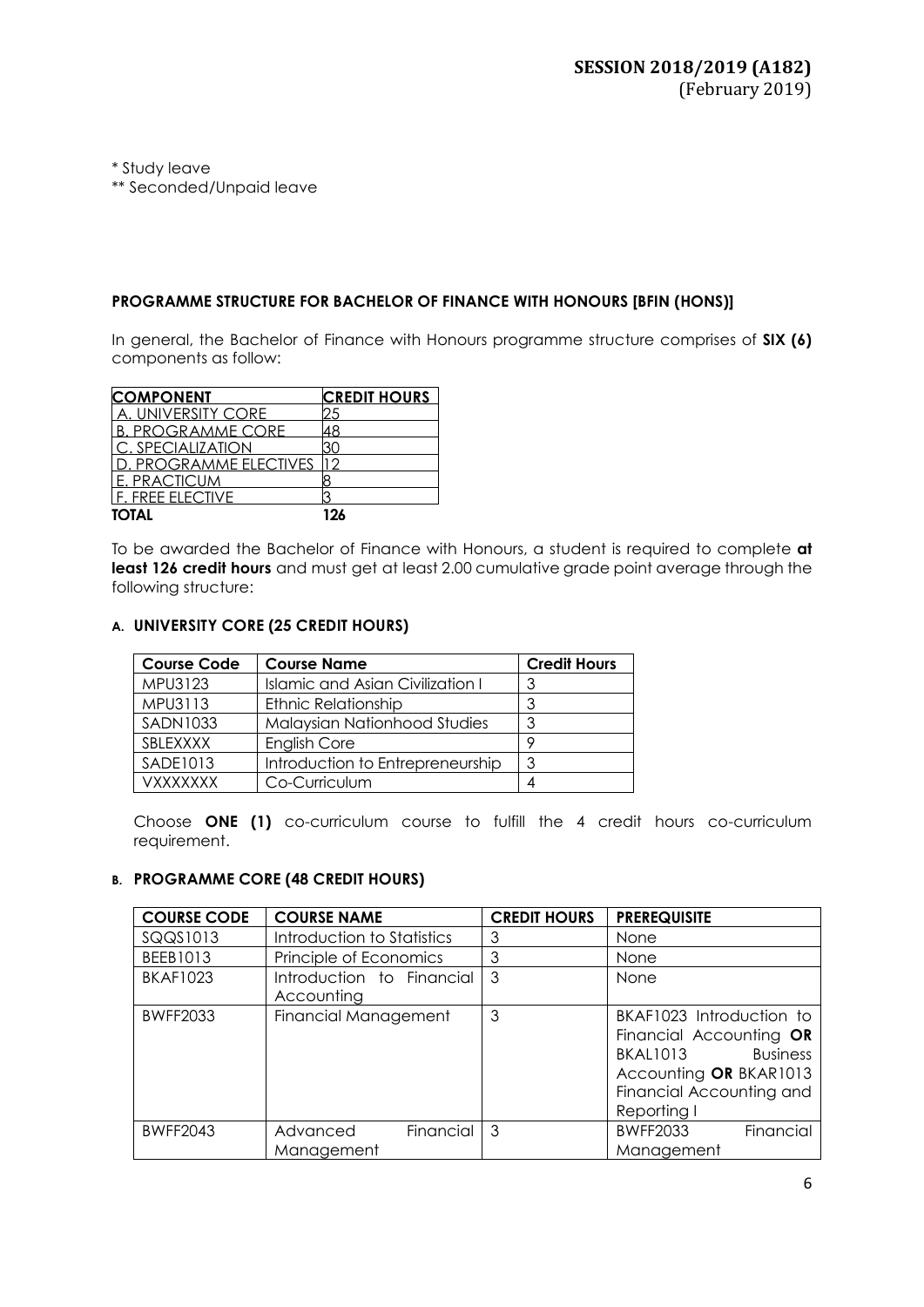\* Study leave
\*\* Seconded/Unpaid leave

**PROGRAMME STRUCTURE FOR BACHELOR OF FINANCE WITH HONOURS [BFIN (HONS)]**

In general, the Bachelor of Finance with Honours programme structure comprises of **SIX (6)** components as follow:

| COMPONENT | CREDIT HOURS |
|---|---|
| A. UNIVERSITY CORE | 25 |
| B. PROGRAMME CORE | 48 |
| C. SPECIALIZATION | 30 |
| D. PROGRAMME ELECTIVES | 12 |
| E. PRACTICUM | 8 |
| F. FREE ELECTIVE | 3 |
| **TOTAL** | **126** |

To be awarded the Bachelor of Finance with Honours, a student is required to complete **at least 126 credit hours** and must get at least 2.00 cumulative grade point average through the following structure:

### A. UNIVERSITY CORE (25 CREDIT HOURS)

| Course Code | Course Name | Credit Hours |
|---|---|---|
| MPU3123 | Islamic and Asian Civilization I | 3 |
| MPU3113 | Ethnic Relationship | 3 |
| SADN1033 | Malaysian Nationhood Studies | 3 |
| SBLEXXXX | English Core | 9 |
| SADE1013 | Introduction to Entrepreneurship | 3 |
| VXXXXXXX | Co-Curriculum | 4 |

Choose **ONE (1)** co-curriculum course to fulfill the 4 credit hours co-curriculum requirement.

### B. PROGRAMME CORE (48 CREDIT HOURS)

| COURSE CODE | COURSE NAME | CREDIT HOURS | PREREQUISITE |
|---|---|---|---|
| SQQS1013 | Introduction to Statistics | 3 | None |
| BEEB1013 | Principle of Economics | 3 | None |
| BKAF1023 | Introduction to Financial Accounting | 3 | None |
| BWFF2033 | Financial Management | 3 | BKAF1023 Introduction to Financial Accounting **OR** BKAL1013 Business Accounting **OR** BKAR1013 Financial Accounting and Reporting I |
| BWFF2043 | Advanced Financial Management | 3 | BWFF2033 Financial Management |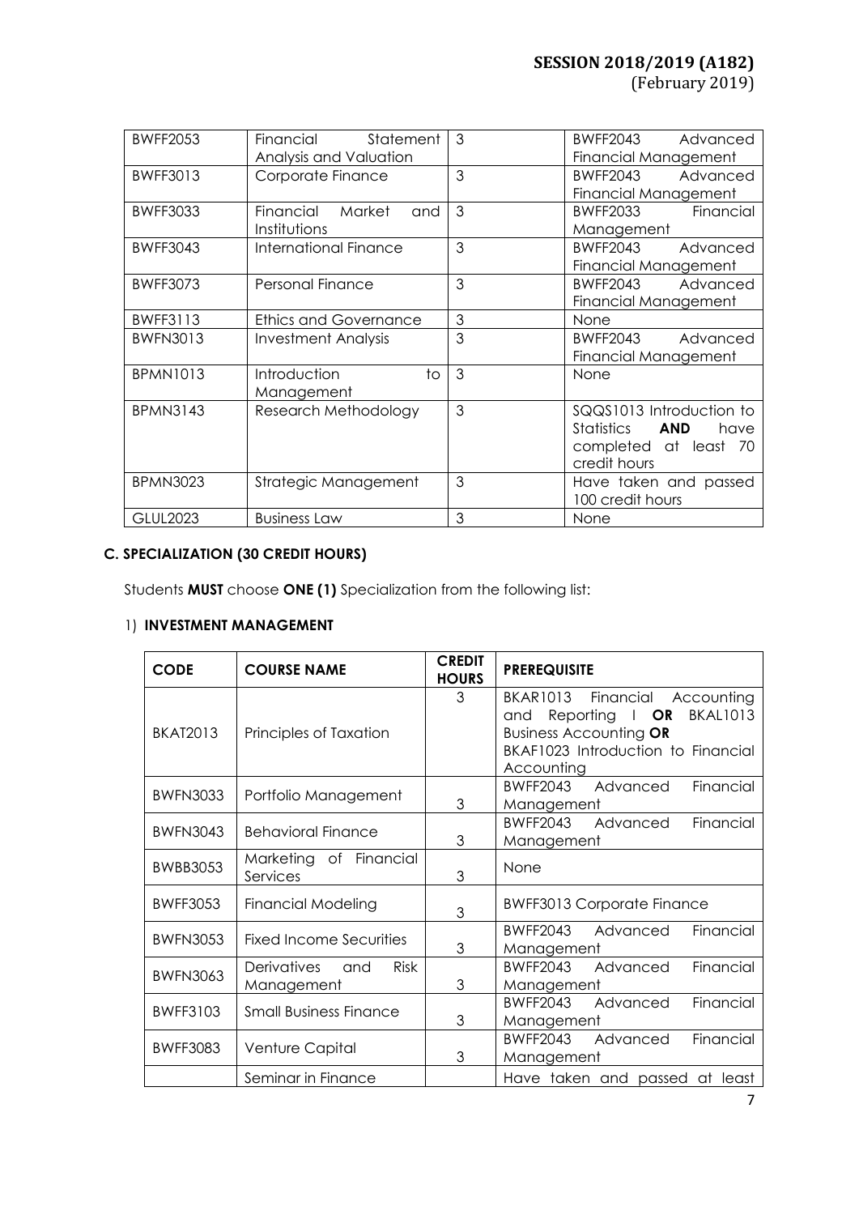| BWFF2053 | Financial Statement Analysis and Valuation | 3 | BWFF2043 Advanced Financial Management |
|---|---|---|---|
| BWFF3013 | Corporate Finance | 3 | BWFF2043 Advanced Financial Management |
| BWFF3033 | Financial Market and Institutions | 3 | BWFF2033 Financial Management |
| BWFF3043 | International Finance | 3 | BWFF2043 Advanced Financial Management |
| BWFF3073 | Personal Finance | 3 | BWFF2043 Advanced Financial Management |
| BWFF3113 | Ethics and Governance | 3 | None |
| BWFN3013 | Investment Analysis | 3 | BWFF2043 Advanced Financial Management |
| BPMN1013 | Introduction to Management | 3 | None |
| BPMN3143 | Research Methodology | 3 | SQQS1013 Introduction to Statistics **AND** have completed at least 70 credit hours |
| BPMN3023 | Strategic Management | 3 | Have taken and passed 100 credit hours |
| GLUL2023 | Business Law | 3 | None |

## C. SPECIALIZATION (30 CREDIT HOURS)

Students **MUST** choose **ONE (1)** Specialization from the following list:

1) **INVESTMENT MANAGEMENT**

| CODE | COURSE NAME | CREDIT HOURS | PREREQUISITE |
|---|---|---|---|
| BKAT2013 | Principles of Taxation | 3 | BKAR1013 Financial Accounting and Reporting I **OR** BKAL1013 Business Accounting **OR** BKAF1023 Introduction to Financial Accounting |
| BWFN3033 | Portfolio Management | 3 | BWFF2043 Advanced Financial Management |
| BWFN3043 | Behavioral Finance | 3 | BWFF2043 Advanced Financial Management |
| BWBB3053 | Marketing of Financial Services | 3 | None |
| BWFF3053 | Financial Modeling | 3 | BWFF3013 Corporate Finance |
| BWFN3053 | Fixed Income Securities | 3 | BWFF2043 Advanced Financial Management |
| BWFN3063 | Derivatives and Risk Management | 3 | BWFF2043 Advanced Financial Management |
| BWFF3103 | Small Business Finance | 3 | BWFF2043 Advanced Financial Management |
| BWFF3083 | Venture Capital | 3 | BWFF2043 Advanced Financial Management |
| | Seminar in Finance | | Have taken and passed at least |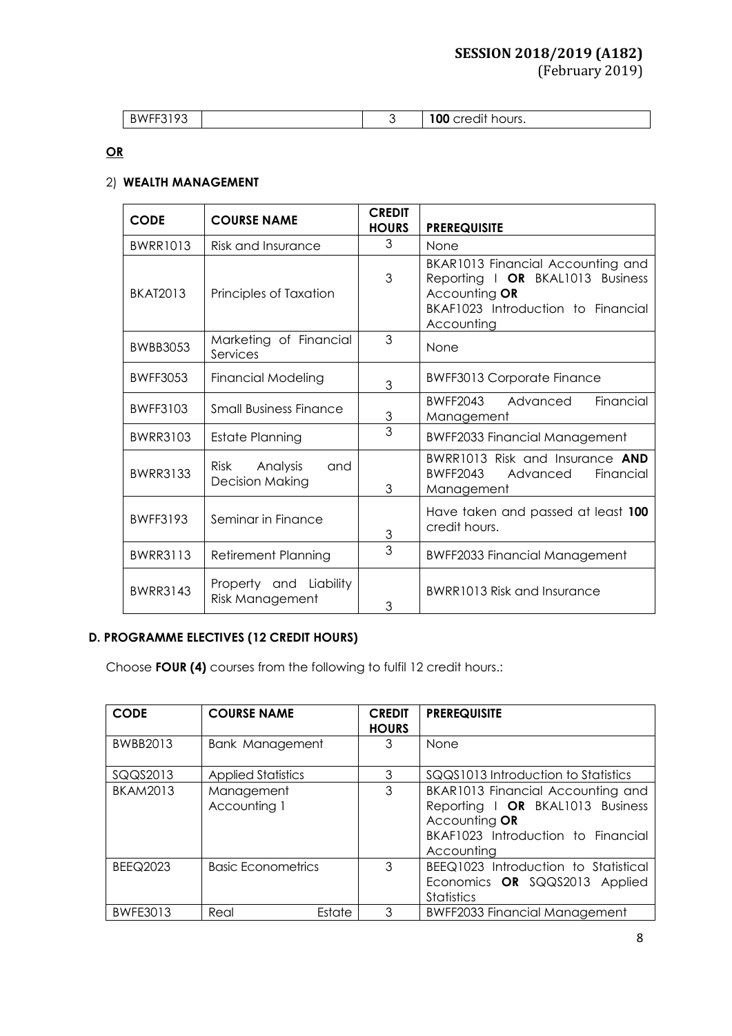| BWFF3193 | | 3 | **100** credit hours. |
|---|---|---|---|

**OR**

2) **WEALTH MANAGEMENT**

| CODE | COURSE NAME | CREDIT HOURS | PREREQUISITE |
|---|---|---|---|
| BWRR1013 | Risk and Insurance | 3 | None |
| BKAT2013 | Principles of Taxation | 3 | BKAR1013 Financial Accounting and Reporting I **OR** BKAL1013 Business Accounting **OR** BKAF1023 Introduction to Financial Accounting |
| BWBB3053 | Marketing of Financial Services | 3 | None |
| BWFF3053 | Financial Modeling | 3 | BWFF3013 Corporate Finance |
| BWFF3103 | Small Business Finance | 3 | BWFF2043 Advanced Financial Management |
| BWRR3103 | Estate Planning | 3 | BWFF2033 Financial Management |
| BWRR3133 | Risk Analysis and Decision Making | 3 | BWRR1013 Risk and Insurance **AND** BWFF2043 Advanced Financial Management |
| BWFF3193 | Seminar in Finance | 3 | Have taken and passed at least **100** credit hours. |
| BWRR3113 | Retirement Planning | 3 | BWFF2033 Financial Management |
| BWRR3143 | Property and Liability Risk Management | 3 | BWRR1013 Risk and Insurance |

### D. PROGRAMME ELECTIVES (12 CREDIT HOURS)

Choose **FOUR (4)** courses from the following to fulfil 12 credit hours.:

| CODE | COURSE NAME | CREDIT HOURS | PREREQUISITE |
|---|---|---|---|
| BWBB2013 | Bank Management | 3 | None |
| SQQS2013 | Applied Statistics | 3 | SQQS1013 Introduction to Statistics |
| BKAM2013 | Management Accounting 1 | 3 | BKAR1013 Financial Accounting and Reporting I **OR** BKAL1013 Business Accounting **OR** BKAF1023 Introduction to Financial Accounting |
| BEEQ2023 | Basic Econometrics | 3 | BEEQ1023 Introduction to Statistical Economics **OR** SQQS2013 Applied Statistics |
| BWFE3013 | Real Estate | 3 | BWFF2033 Financial Management |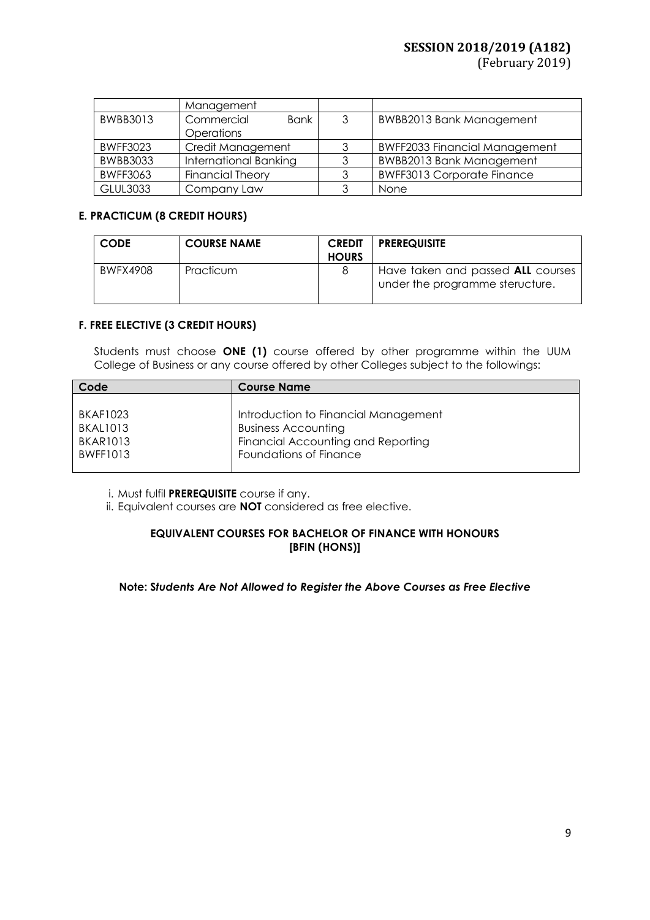| | Management | | |
|---|---|---|---|
| BWBB3013 | Commercial Bank Operations | 3 | BWBB2013 Bank Management |
| BWFF3023 | Credit Management | 3 | BWFF2033 Financial Management |
| BWBB3033 | International Banking | 3 | BWBB2013 Bank Management |
| BWFF3063 | Financial Theory | 3 | BWFF3013 Corporate Finance |
| GLUL3033 | Company Law | 3 | None |

**E. PRACTICUM (8 CREDIT HOURS)**

| CODE | COURSE NAME | CREDIT HOURS | PREREQUISITE |
|---|---|---|---|
| BWFX4908 | Practicum | 8 | Have taken and passed **ALL** courses under the programme steructure. |

**F. FREE ELECTIVE (3 CREDIT HOURS)**

Students must choose **ONE (1)** course offered by other programme within the UUM College of Business or any course offered by other Colleges subject to the followings:

| Code | Course Name |
|---|---|
| BKAF1023 | Introduction to Financial Management |
| BKAL1013 | Business Accounting |
| BKAR1013 | Financial Accounting and Reporting |
| BWFF1013 | Foundations of Finance |

i. Must fulfil **PREREQUISITE** course if any.
ii. Equivalent courses are **NOT** considered as free elective.

**EQUIVALENT COURSES FOR BACHELOR OF FINANCE WITH HONOURS [BFIN (HONS)]**

**Note: *Students Are Not Allowed to Register the Above Courses as Free Elective***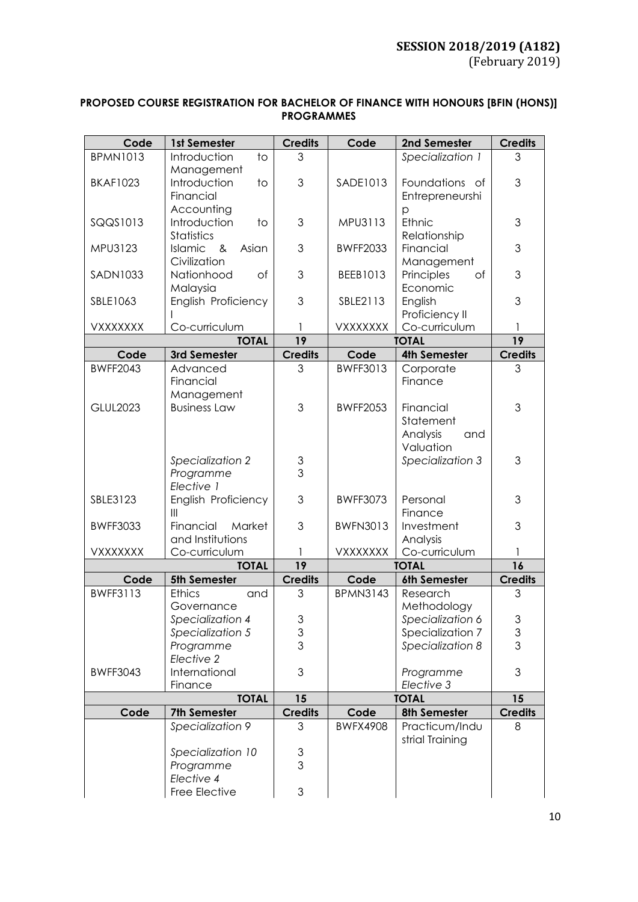**SESSION 2018/2019 (A182)**
(February 2019)

**PROPOSED COURSE REGISTRATION FOR BACHELOR OF FINANCE WITH HONOURS [BFIN (HONS)] PROGRAMMES**

| Code | 1st Semester | Credits | Code | 2nd Semester | Credits |
|---|---|---|---|---|---|
| BPMN1013 | Introduction to Management | 3 | | *Specialization 1* | 3 |
| BKAF1023 | Introduction to Financial Accounting | 3 | SADE1013 | Foundations of Entrepreneurship | 3 |
| SQQS1013 | Introduction to Statistics | 3 | MPU3113 | Ethnic Relationship | 3 |
| MPU3123 | Islamic & Asian Civilization | 3 | BWFF2033 | Financial Management | 3 |
| SADN1033 | Nationhood of Malaysia | 3 | BEEB1013 | Principles of Economic | 3 |
| SBLE1063 | English Proficiency I | 3 | SBLE2113 | English Proficiency II | 3 |
| VXXXXXXX | Co-curriculum | 1 | VXXXXXXX | Co-curriculum | 1 |
| | **TOTAL** | **19** | | **TOTAL** | **19** |
| **Code** | **3rd Semester** | **Credits** | **Code** | **4th Semester** | **Credits** |
| BWFF2043 | Advanced Financial Management | 3 | BWFF3013 | Corporate Finance | 3 |
| GLUL2023 | Business Law | 3 | BWFF2053 | Financial Statement Analysis and Valuation | 3 |
| | *Specialization 2* | 3 | | *Specialization 3* | 3 |
| | *Programme Elective 1* | 3 | | | |
| SBLE3123 | English Proficiency III | 3 | BWFF3073 | Personal Finance | 3 |
| BWFF3033 | Financial Market and Institutions | 3 | BWFN3013 | Investment Analysis | 3 |
| VXXXXXXX | Co-curriculum | 1 | VXXXXXXX | Co-curriculum | 1 |
| | **TOTAL** | **19** | | **TOTAL** | **16** |
| **Code** | **5th Semester** | **Credits** | **Code** | **6th Semester** | **Credits** |
| BWFF3113 | Ethics and Governance | 3 | BPMN3143 | Research Methodology | 3 |
| | *Specialization 4* | 3 | | *Specialization 6* | 3 |
| | *Specialization 5* | 3 | | Specialization 7 | 3 |
| | *Programme Elective 2* | 3 | | *Specialization 8* | 3 |
| BWFF3043 | International Finance | 3 | | *Programme Elective 3* | 3 |
| | **TOTAL** | **15** | | **TOTAL** | **15** |
| **Code** | **7th Semester** | **Credits** | **Code** | **8th Semester** | **Credits** |
| | *Specialization 9* | 3 | BWFX4908 | Practicum/Industrial Training | 8 |
| | *Specialization 10* | 3 | | | |
| | *Programme Elective 4* | 3 | | | |
| | Free Elective | 3 | | | |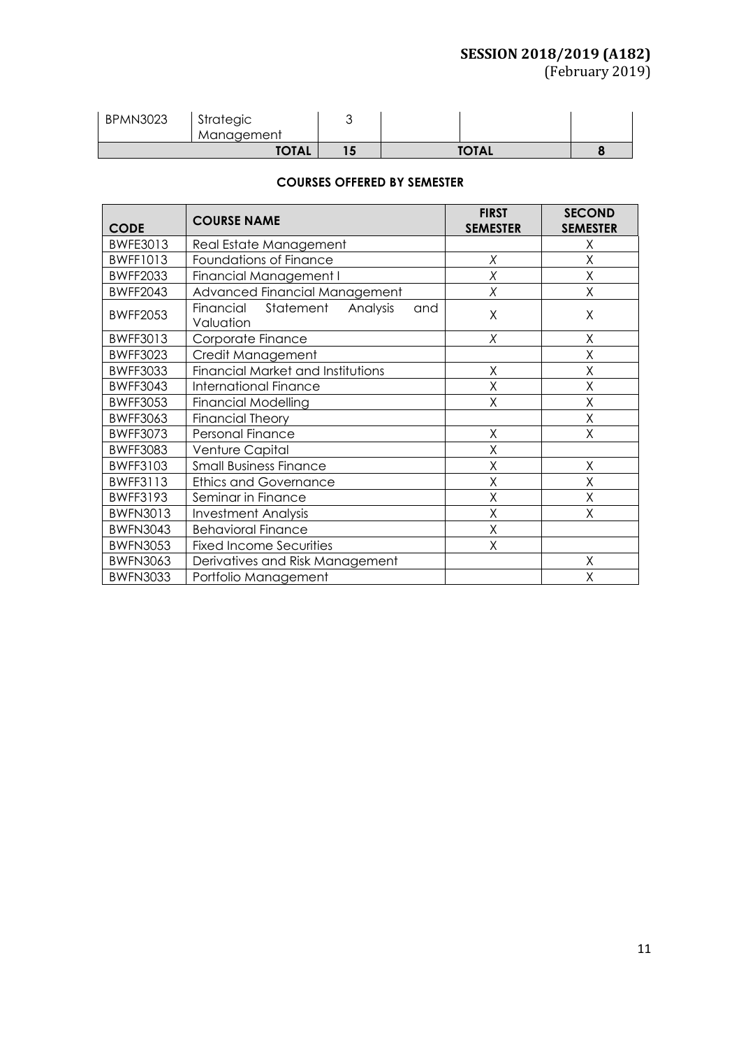| BPMN3023 | Strategic Management | 3 | | | |
|---|---|---|---|---|---|
| | TOTAL | 15 | | TOTAL | 8 |

**COURSES OFFERED BY SEMESTER**

| CODE | COURSE NAME | FIRST SEMESTER | SECOND SEMESTER |
|---|---|---|---|
| BWFE3013 | Real Estate Management | | X |
| BWFF1013 | Foundations of Finance | X | X |
| BWFF2033 | Financial Management I | X | X |
| BWFF2043 | Advanced Financial Management | X | X |
| BWFF2053 | Financial Statement Analysis and Valuation | X | X |
| BWFF3013 | Corporate Finance | X | X |
| BWFF3023 | Credit Management | | X |
| BWFF3033 | Financial Market and Institutions | X | X |
| BWFF3043 | International Finance | X | X |
| BWFF3053 | Financial Modelling | X | X |
| BWFF3063 | Financial Theory | | X |
| BWFF3073 | Personal Finance | X | X |
| BWFF3083 | Venture Capital | X | |
| BWFF3103 | Small Business Finance | X | X |
| BWFF3113 | Ethics and Governance | X | X |
| BWFF3193 | Seminar in Finance | X | X |
| BWFN3013 | Investment Analysis | X | X |
| BWFN3043 | Behavioral Finance | X | |
| BWFN3053 | Fixed Income Securities | X | |
| BWFN3063 | Derivatives and Risk Management | | X |
| BWFN3033 | Portfolio Management | | X |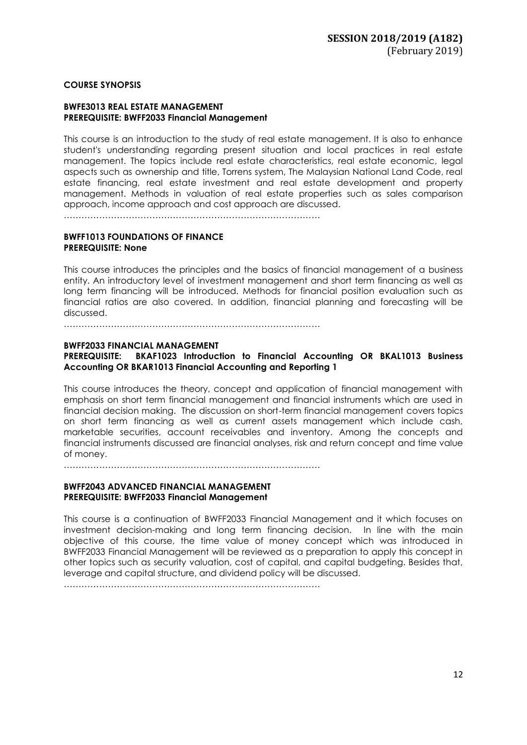**COURSE SYNOPSIS**

**BWFE3013 REAL ESTATE MANAGEMENT**
**PREREQUISITE: BWFF2033 Financial Management**

This course is an introduction to the study of real estate management. It is also to enhance student's understanding regarding present situation and local practices in real estate management. The topics include real estate characteristics, real estate economic, legal aspects such as ownership and title, Torrens system, The Malaysian National Land Code, real estate financing, real estate investment and real estate development and property management. Methods in valuation of real estate properties such as sales comparison approach, income approach and cost approach are discussed.

……………………………………………………………………………

**BWFF1013 FOUNDATIONS OF FINANCE**
**PREREQUISITE: None**

This course introduces the principles and the basics of financial management of a business entity. An introductory level of investment management and short term financing as well as long term financing will be introduced. Methods for financial position evaluation such as financial ratios are also covered. In addition, financial planning and forecasting will be discussed.

……………………………………………………………………………

**BWFF2033 FINANCIAL MANAGEMENT**
**PREREQUISITE: BKAF1023 Introduction to Financial Accounting OR BKAL1013 Business Accounting OR BKAR1013 Financial Accounting and Reporting 1**

This course introduces the theory, concept and application of financial management with emphasis on short term financial management and financial instruments which are used in financial decision making. The discussion on short-term financial management covers topics on short term financing as well as current assets management which include cash, marketable securities, account receivables and inventory. Among the concepts and financial instruments discussed are financial analyses, risk and return concept and time value of money.

……………………………………………………………………………

**BWFF2043 ADVANCED FINANCIAL MANAGEMENT**
**PREREQUISITE: BWFF2033 Financial Management**

This course is a continuation of BWFF2033 Financial Management and it which focuses on investment decision-making and long term financing decision. In line with the main objective of this course, the time value of money concept which was introduced in BWFF2033 Financial Management will be reviewed as a preparation to apply this concept in other topics such as security valuation, cost of capital, and capital budgeting. Besides that, leverage and capital structure, and dividend policy will be discussed.

……………………………………………………………………………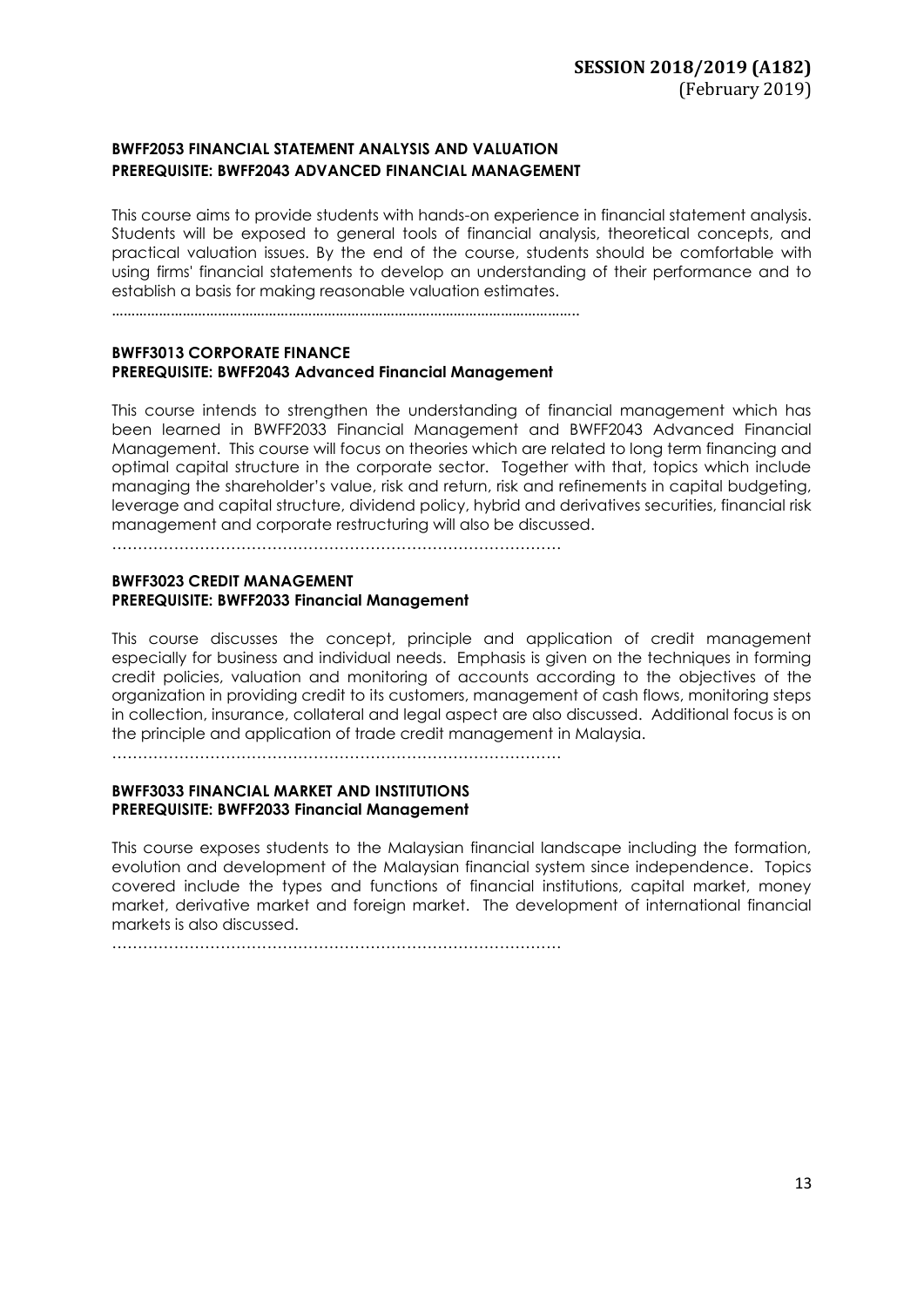**SESSION 2018/2019 (A182)**
(February 2019)

**BWFF2053 FINANCIAL STATEMENT ANALYSIS AND VALUATION**
**PREREQUISITE: BWFF2043 ADVANCED FINANCIAL MANAGEMENT**

This course aims to provide students with hands-on experience in financial statement analysis. Students will be exposed to general tools of financial analysis, theoretical concepts, and practical valuation issues. By the end of the course, students should be comfortable with using firms' financial statements to develop an understanding of their performance and to establish a basis for making reasonable valuation estimates.

……………………………………………………………………………………………

**BWFF3013 CORPORATE FINANCE**
**PREREQUISITE: BWFF2043 Advanced Financial Management**

This course intends to strengthen the understanding of financial management which has been learned in BWFF2033 Financial Management and BWFF2043 Advanced Financial Management. This course will focus on theories which are related to long term financing and optimal capital structure in the corporate sector. Together with that, topics which include managing the shareholder's value, risk and return, risk and refinements in capital budgeting, leverage and capital structure, dividend policy, hybrid and derivatives securities, financial risk management and corporate restructuring will also be discussed.

……………………………………………………………………………

**BWFF3023 CREDIT MANAGEMENT**
**PREREQUISITE: BWFF2033 Financial Management**

This course discusses the concept, principle and application of credit management especially for business and individual needs. Emphasis is given on the techniques in forming credit policies, valuation and monitoring of accounts according to the objectives of the organization in providing credit to its customers, management of cash flows, monitoring steps in collection, insurance, collateral and legal aspect are also discussed. Additional focus is on the principle and application of trade credit management in Malaysia.

……………………………………………………………………………

**BWFF3033 FINANCIAL MARKET AND INSTITUTIONS**
**PREREQUISITE: BWFF2033 Financial Management**

This course exposes students to the Malaysian financial landscape including the formation, evolution and development of the Malaysian financial system since independence. Topics covered include the types and functions of financial institutions, capital market, money market, derivative market and foreign market. The development of international financial markets is also discussed.

……………………………………………………………………………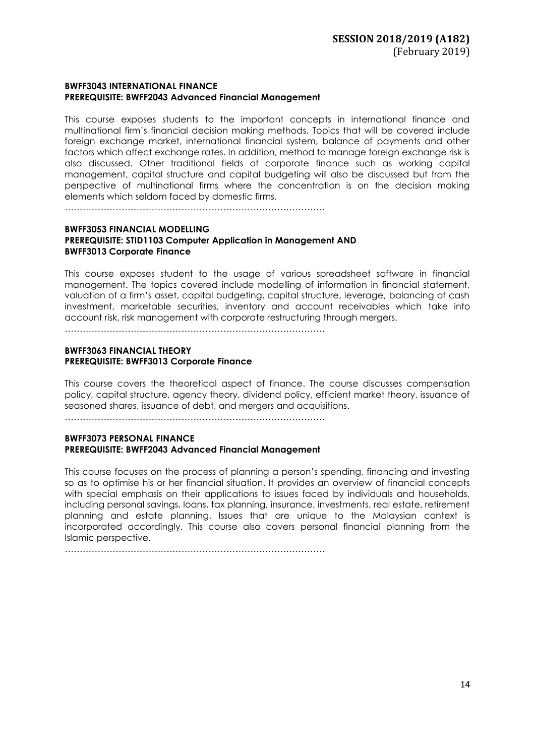**BWFF3043 INTERNATIONAL FINANCE**
**PREREQUISITE: BWFF2043 Advanced Financial Management**

This course exposes students to the important concepts in international finance and multinational firm's financial decision making methods. Topics that will be covered include foreign exchange market, international financial system, balance of payments and other factors which affect exchange rates. In addition, method to manage foreign exchange risk is also discussed. Other traditional fields of corporate finance such as working capital management, capital structure and capital budgeting will also be discussed but from the perspective of multinational firms where the concentration is on the decision making elements which seldom faced by domestic firms.

……………………………………………………………………………

**BWFF3053 FINANCIAL MODELLING**
**PREREQUISITE: STID1103 Computer Application in Management AND**
**BWFF3013 Corporate Finance**

This course exposes student to the usage of various spreadsheet software in financial management. The topics covered include modelling of information in financial statement, valuation of a firm's asset, capital budgeting, capital structure, leverage, balancing of cash investment, marketable securities, inventory and account receivables which take into account risk, risk management with corporate restructuring through mergers.

……………………………………………………………………………

**BWFF3063 FINANCIAL THEORY**
**PREREQUISITE: BWFF3013 Corporate Finance**

This course covers the theoretical aspect of finance. The course discusses compensation policy, capital structure, agency theory, dividend policy, efficient market theory, issuance of seasoned shares, issuance of debt, and mergers and acquisitions.

……………………………………………………………………………

**BWFF3073 PERSONAL FINANCE**
**PREREQUISITE: BWFF2043 Advanced Financial Management**

This course focuses on the process of planning a person's spending, financing and investing so as to optimise his or her financial situation. It provides an overview of financial concepts with special emphasis on their applications to issues faced by individuals and households, including personal savings, loans, tax planning, insurance, investments, real estate, retirement planning and estate planning. Issues that are unique to the Malaysian context is incorporated accordingly. This course also covers personal financial planning from the Islamic perspective.

……………………………………………………………………………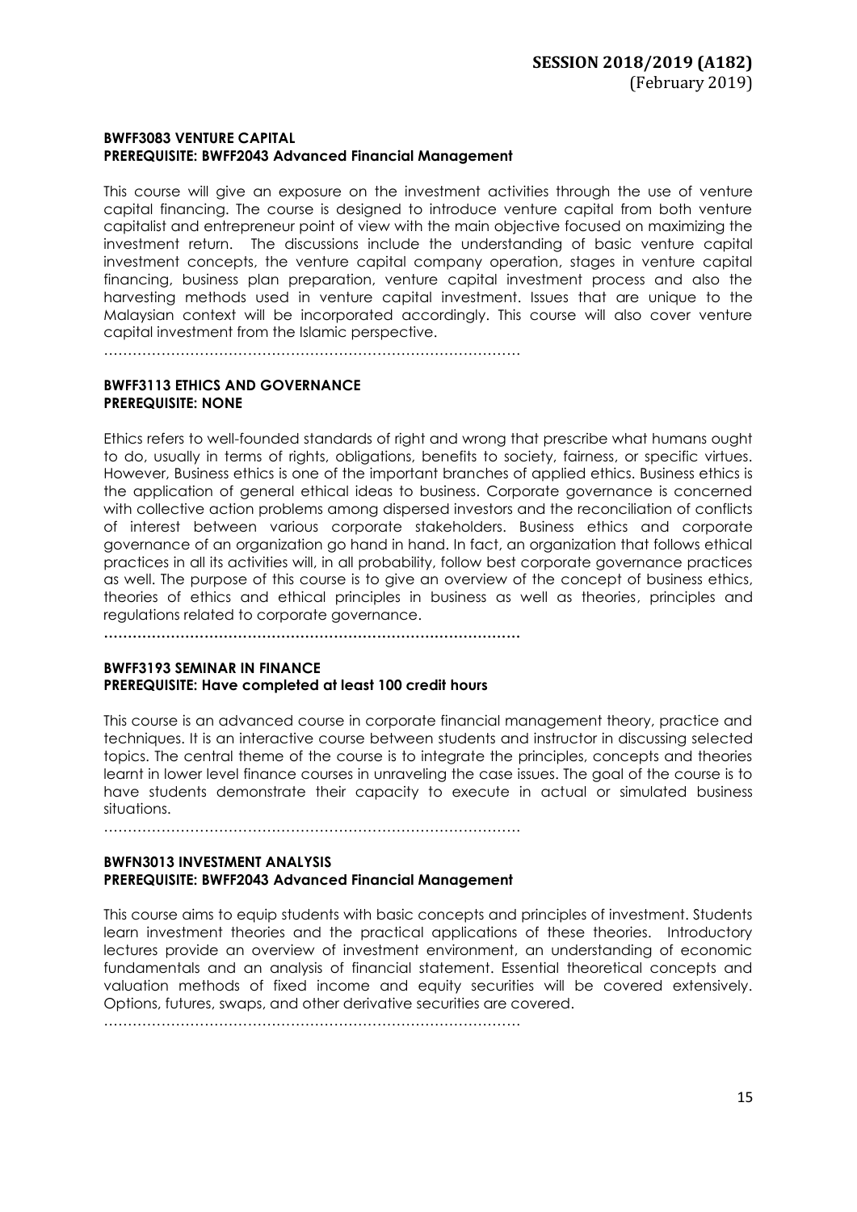**BWFF3083 VENTURE CAPITAL**
**PREREQUISITE: BWFF2043 Advanced Financial Management**

This course will give an exposure on the investment activities through the use of venture capital financing. The course is designed to introduce venture capital from both venture capitalist and entrepreneur point of view with the main objective focused on maximizing the investment return. The discussions include the understanding of basic venture capital investment concepts, the venture capital company operation, stages in venture capital financing, business plan preparation, venture capital investment process and also the harvesting methods used in venture capital investment. Issues that are unique to the Malaysian context will be incorporated accordingly. This course will also cover venture capital investment from the Islamic perspective.

……………………………………………………………………………

**BWFF3113 ETHICS AND GOVERNANCE**
**PREREQUISITE: NONE**

Ethics refers to well-founded standards of right and wrong that prescribe what humans ought to do, usually in terms of rights, obligations, benefits to society, fairness, or specific virtues. However, Business ethics is one of the important branches of applied ethics. Business ethics is the application of general ethical ideas to business. Corporate governance is concerned with collective action problems among dispersed investors and the reconciliation of conflicts of interest between various corporate stakeholders. Business ethics and corporate governance of an organization go hand in hand. In fact, an organization that follows ethical practices in all its activities will, in all probability, follow best corporate governance practices as well. The purpose of this course is to give an overview of the concept of business ethics, theories of ethics and ethical principles in business as well as theories, principles and regulations related to corporate governance.

……………………………………………………………………………

**BWFF3193 SEMINAR IN FINANCE**
**PREREQUISITE: Have completed at least 100 credit hours**

This course is an advanced course in corporate financial management theory, practice and techniques. It is an interactive course between students and instructor in discussing selected topics. The central theme of the course is to integrate the principles, concepts and theories learnt in lower level finance courses in unraveling the case issues. The goal of the course is to have students demonstrate their capacity to execute in actual or simulated business situations.

……………………………………………………………………………

**BWFN3013 INVESTMENT ANALYSIS**
**PREREQUISITE: BWFF2043 Advanced Financial Management**

This course aims to equip students with basic concepts and principles of investment. Students learn investment theories and the practical applications of these theories. Introductory lectures provide an overview of investment environment, an understanding of economic fundamentals and an analysis of financial statement. Essential theoretical concepts and valuation methods of fixed income and equity securities will be covered extensively. Options, futures, swaps, and other derivative securities are covered.

……………………………………………………………………………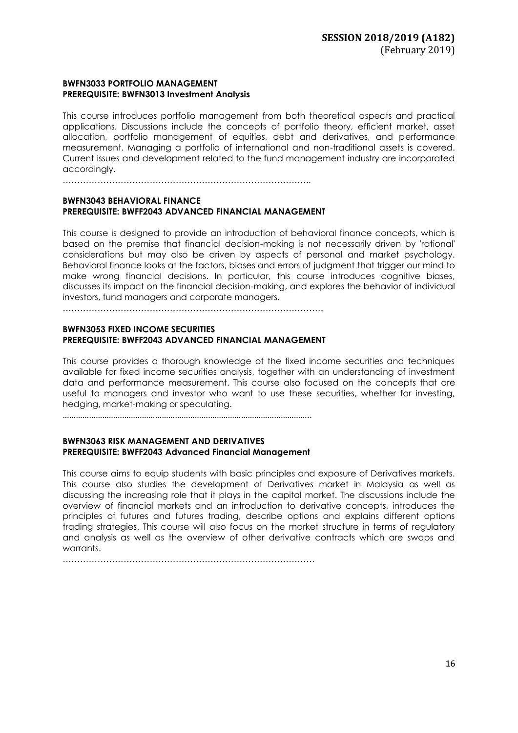**BWFN3033 PORTFOLIO MANAGEMENT**
**PREREQUISITE: BWFN3013 Investment Analysis**

This course introduces portfolio management from both theoretical aspects and practical applications. Discussions include the concepts of portfolio theory, efficient market, asset allocation, portfolio management of equities, debt and derivatives, and performance measurement. Managing a portfolio of international and non-traditional assets is covered. Current issues and development related to the fund management industry are incorporated accordingly.

…………………………………………………………………………..

**BWFN3043 BEHAVIORAL FINANCE**
**PREREQUISITE: BWFF2043 ADVANCED FINANCIAL MANAGEMENT**

This course is designed to provide an introduction of behavioral finance concepts, which is based on the premise that financial decision-making is not necessarily driven by 'rational' considerations but may also be driven by aspects of personal and market psychology. Behavioral finance looks at the factors, biases and errors of judgment that trigger our mind to make wrong financial decisions. In particular, this course introduces cognitive biases, discusses its impact on the financial decision-making, and explores the behavior of individual investors, fund managers and corporate managers.

………………………………………………………………………………

**BWFN3053 FIXED INCOME SECURITIES**
**PREREQUISITE: BWFF2043 ADVANCED FINANCIAL MANAGEMENT**

This course provides a thorough knowledge of the fixed income securities and techniques available for fixed income securities analysis, together with an understanding of investment data and performance measurement. This course also focused on the concepts that are useful to managers and investor who want to use these securities, whether for investing, hedging, market-making or speculating.

……………………………………………………………………………………………

**BWFN3063 RISK MANAGEMENT AND DERIVATIVES**
**PREREQUISITE: BWFF2043 Advanced Financial Management**

This course aims to equip students with basic principles and exposure of Derivatives markets. This course also studies the development of Derivatives market in Malaysia as well as discussing the increasing role that it plays in the capital market. The discussions include the overview of financial markets and an introduction to derivative concepts, introduces the principles of futures and futures trading, describe options and explains different options trading strategies. This course will also focus on the market structure in terms of regulatory and analysis as well as the overview of other derivative contracts which are swaps and warrants.

……………………………………………………………………………